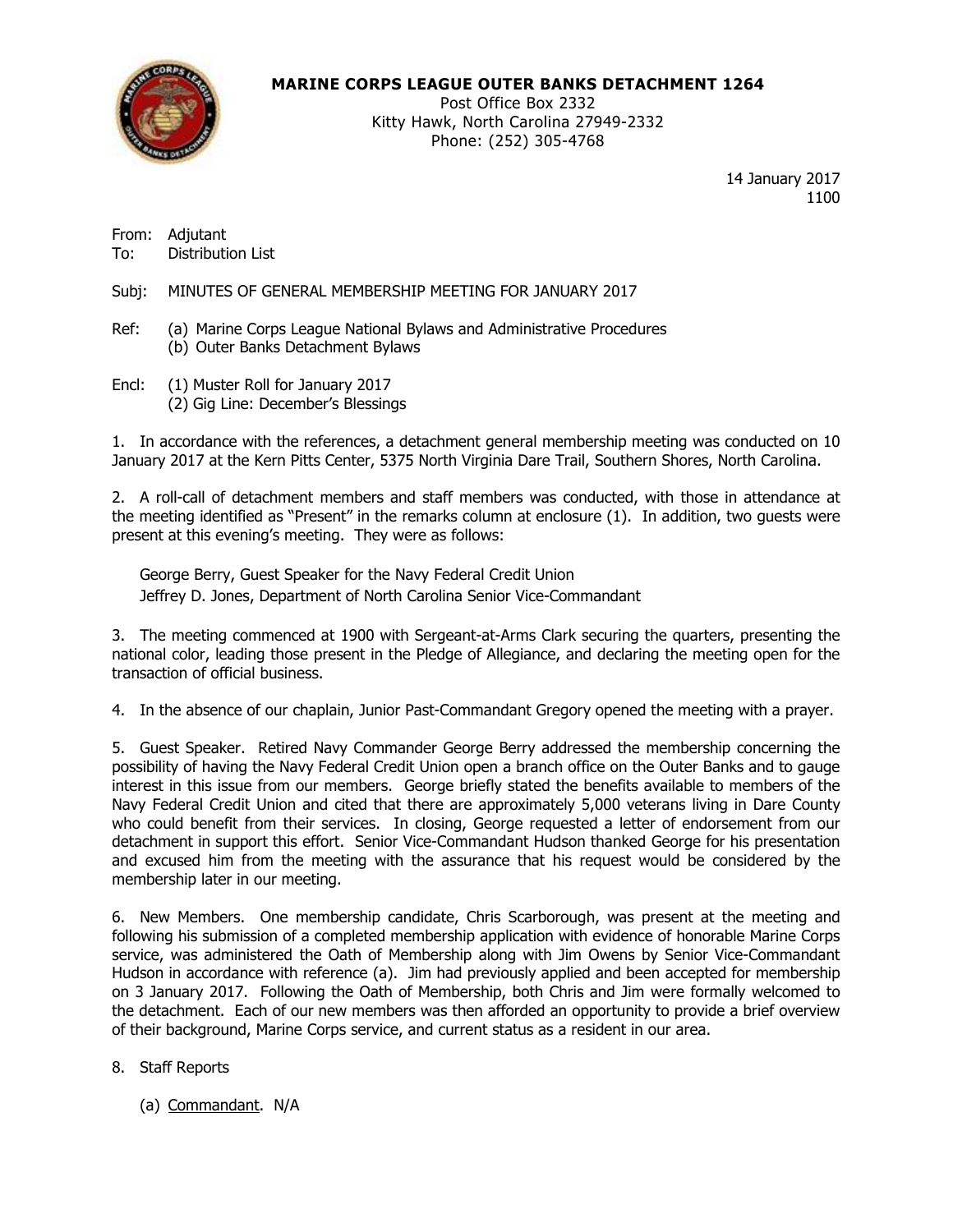**MARINE CORPS LEAGUE OUTER BANKS DETACHMENT 1264**
Post Office Box 2332
Kitty Hawk, North Carolina 27949-2332
Phone: (252) 305-4768

14 January 2017
1100

From: Adjutant
To: Distribution List

Subj: MINUTES OF GENERAL MEMBERSHIP MEETING FOR JANUARY 2017

Ref: (a) Marine Corps League National Bylaws and Administrative Procedures
(b) Outer Banks Detachment Bylaws

Encl: (1) Muster Roll for January 2017
(2) Gig Line: December's Blessings

1. In accordance with the references, a detachment general membership meeting was conducted on 10 January 2017 at the Kern Pitts Center, 5375 North Virginia Dare Trail, Southern Shores, North Carolina.

2. A roll-call of detachment members and staff members was conducted, with those in attendance at the meeting identified as "Present" in the remarks column at enclosure (1). In addition, two guests were present at this evening's meeting. They were as follows:

George Berry, Guest Speaker for the Navy Federal Credit Union
Jeffrey D. Jones, Department of North Carolina Senior Vice-Commandant

3. The meeting commenced at 1900 with Sergeant-at-Arms Clark securing the quarters, presenting the national color, leading those present in the Pledge of Allegiance, and declaring the meeting open for the transaction of official business.

4. In the absence of our chaplain, Junior Past-Commandant Gregory opened the meeting with a prayer.

5. Guest Speaker. Retired Navy Commander George Berry addressed the membership concerning the possibility of having the Navy Federal Credit Union open a branch office on the Outer Banks and to gauge interest in this issue from our members. George briefly stated the benefits available to members of the Navy Federal Credit Union and cited that there are approximately 5,000 veterans living in Dare County who could benefit from their services. In closing, George requested a letter of endorsement from our detachment in support this effort. Senior Vice-Commandant Hudson thanked George for his presentation and excused him from the meeting with the assurance that his request would be considered by the membership later in our meeting.

6. New Members. One membership candidate, Chris Scarborough, was present at the meeting and following his submission of a completed membership application with evidence of honorable Marine Corps service, was administered the Oath of Membership along with Jim Owens by Senior Vice-Commandant Hudson in accordance with reference (a). Jim had previously applied and been accepted for membership on 3 January 2017. Following the Oath of Membership, both Chris and Jim were formally welcomed to the detachment. Each of our new members was then afforded an opportunity to provide a brief overview of their background, Marine Corps service, and current status as a resident in our area.

8. Staff Reports

(a) Commandant. N/A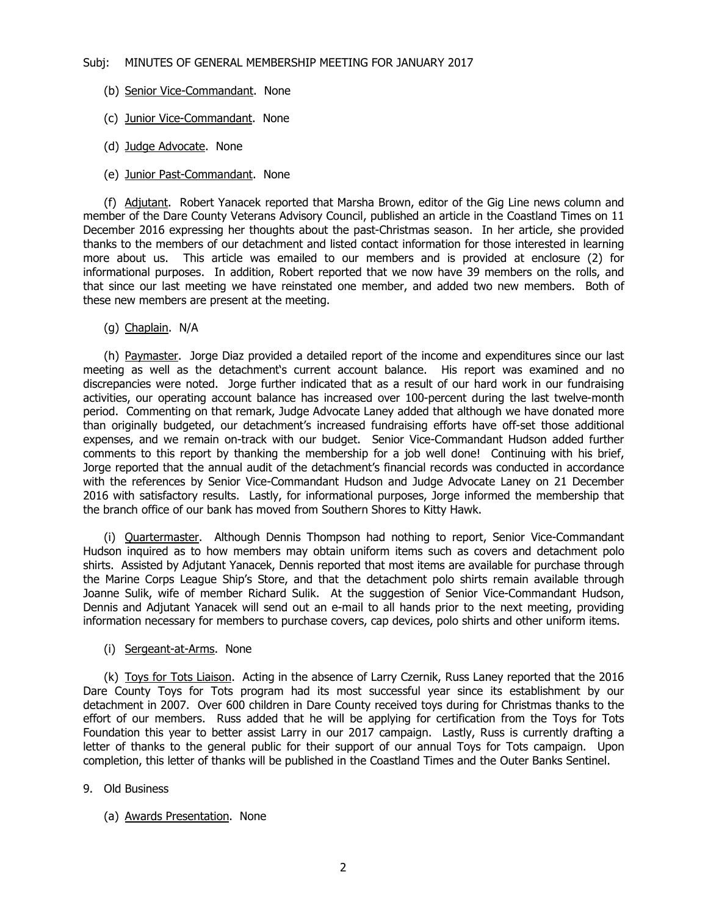Subj: MINUTES OF GENERAL MEMBERSHIP MEETING FOR JANUARY 2017

(b) Senior Vice-Commandant. None

(c) Junior Vice-Commandant. None

(d) Judge Advocate. None

(e) Junior Past-Commandant. None

(f) Adjutant. Robert Yanacek reported that Marsha Brown, editor of the Gig Line news column and member of the Dare County Veterans Advisory Council, published an article in the Coastland Times on 11 December 2016 expressing her thoughts about the past-Christmas season. In her article, she provided thanks to the members of our detachment and listed contact information for those interested in learning more about us. This article was emailed to our members and is provided at enclosure (2) for informational purposes. In addition, Robert reported that we now have 39 members on the rolls, and that since our last meeting we have reinstated one member, and added two new members. Both of these new members are present at the meeting.

(g) Chaplain. N/A

(h) Paymaster. Jorge Diaz provided a detailed report of the income and expenditures since our last meeting as well as the detachment's current account balance. His report was examined and no discrepancies were noted. Jorge further indicated that as a result of our hard work in our fundraising activities, our operating account balance has increased over 100-percent during the last twelve-month period. Commenting on that remark, Judge Advocate Laney added that although we have donated more than originally budgeted, our detachment's increased fundraising efforts have off-set those additional expenses, and we remain on-track with our budget. Senior Vice-Commandant Hudson added further comments to this report by thanking the membership for a job well done! Continuing with his brief, Jorge reported that the annual audit of the detachment's financial records was conducted in accordance with the references by Senior Vice-Commandant Hudson and Judge Advocate Laney on 21 December 2016 with satisfactory results. Lastly, for informational purposes, Jorge informed the membership that the branch office of our bank has moved from Southern Shores to Kitty Hawk.

(i) Quartermaster. Although Dennis Thompson had nothing to report, Senior Vice-Commandant Hudson inquired as to how members may obtain uniform items such as covers and detachment polo shirts. Assisted by Adjutant Yanacek, Dennis reported that most items are available for purchase through the Marine Corps League Ship's Store, and that the detachment polo shirts remain available through Joanne Sulik, wife of member Richard Sulik. At the suggestion of Senior Vice-Commandant Hudson, Dennis and Adjutant Yanacek will send out an e-mail to all hands prior to the next meeting, providing information necessary for members to purchase covers, cap devices, polo shirts and other uniform items.

(i) Sergeant-at-Arms. None

(k) Toys for Tots Liaison. Acting in the absence of Larry Czernik, Russ Laney reported that the 2016 Dare County Toys for Tots program had its most successful year since its establishment by our detachment in 2007. Over 600 children in Dare County received toys during for Christmas thanks to the effort of our members. Russ added that he will be applying for certification from the Toys for Tots Foundation this year to better assist Larry in our 2017 campaign. Lastly, Russ is currently drafting a letter of thanks to the general public for their support of our annual Toys for Tots campaign. Upon completion, this letter of thanks will be published in the Coastland Times and the Outer Banks Sentinel.

9. Old Business

(a) Awards Presentation. None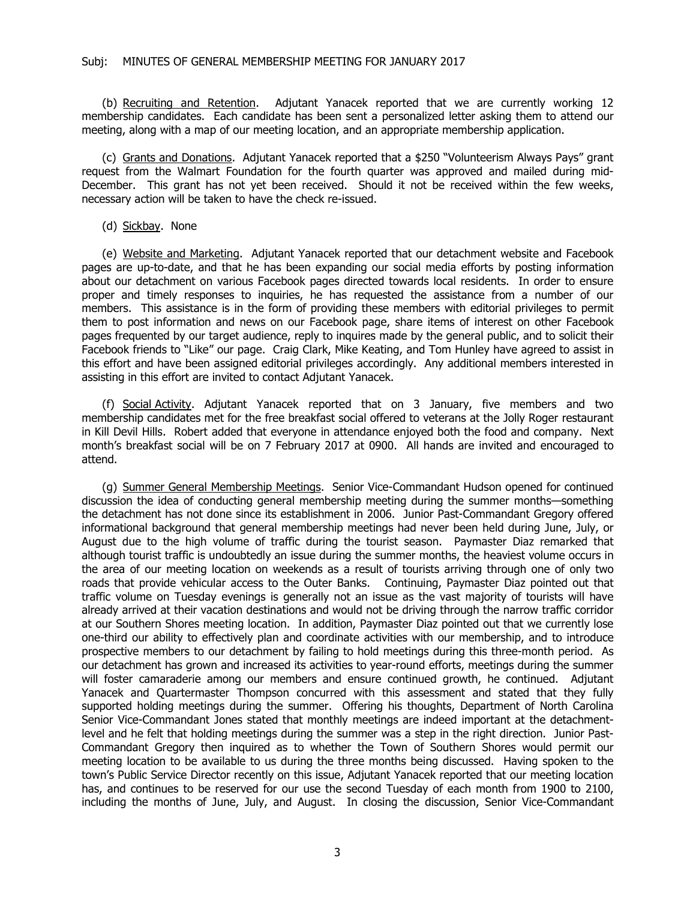(b) Recruiting and Retention. Adjutant Yanacek reported that we are currently working 12 membership candidates. Each candidate has been sent a personalized letter asking them to attend our meeting, along with a map of our meeting location, and an appropriate membership application.

(c) Grants and Donations. Adjutant Yanacek reported that a $250 "Volunteerism Always Pays" grant request from the Walmart Foundation for the fourth quarter was approved and mailed during mid-December. This grant has not yet been received. Should it not be received within the few weeks, necessary action will be taken to have the check re-issued.

(d) Sickbay. None

(e) Website and Marketing. Adjutant Yanacek reported that our detachment website and Facebook pages are up-to-date, and that he has been expanding our social media efforts by posting information about our detachment on various Facebook pages directed towards local residents. In order to ensure proper and timely responses to inquiries, he has requested the assistance from a number of our members. This assistance is in the form of providing these members with editorial privileges to permit them to post information and news on our Facebook page, share items of interest on other Facebook pages frequented by our target audience, reply to inquires made by the general public, and to solicit their Facebook friends to "Like" our page. Craig Clark, Mike Keating, and Tom Hunley have agreed to assist in this effort and have been assigned editorial privileges accordingly. Any additional members interested in assisting in this effort are invited to contact Adjutant Yanacek.

(f) Social Activity. Adjutant Yanacek reported that on 3 January, five members and two membership candidates met for the free breakfast social offered to veterans at the Jolly Roger restaurant in Kill Devil Hills. Robert added that everyone in attendance enjoyed both the food and company. Next month's breakfast social will be on 7 February 2017 at 0900. All hands are invited and encouraged to attend.

(g) Summer General Membership Meetings. Senior Vice-Commandant Hudson opened for continued discussion the idea of conducting general membership meeting during the summer months—something the detachment has not done since its establishment in 2006. Junior Past-Commandant Gregory offered informational background that general membership meetings had never been held during June, July, or August due to the high volume of traffic during the tourist season. Paymaster Diaz remarked that although tourist traffic is undoubtedly an issue during the summer months, the heaviest volume occurs in the area of our meeting location on weekends as a result of tourists arriving through one of only two roads that provide vehicular access to the Outer Banks. Continuing, Paymaster Diaz pointed out that traffic volume on Tuesday evenings is generally not an issue as the vast majority of tourists will have already arrived at their vacation destinations and would not be driving through the narrow traffic corridor at our Southern Shores meeting location. In addition, Paymaster Diaz pointed out that we currently lose one-third our ability to effectively plan and coordinate activities with our membership, and to introduce prospective members to our detachment by failing to hold meetings during this three-month period. As our detachment has grown and increased its activities to year-round efforts, meetings during the summer will foster camaraderie among our members and ensure continued growth, he continued. Adjutant Yanacek and Quartermaster Thompson concurred with this assessment and stated that they fully supported holding meetings during the summer. Offering his thoughts, Department of North Carolina Senior Vice-Commandant Jones stated that monthly meetings are indeed important at the detachment-level and he felt that holding meetings during the summer was a step in the right direction. Junior Past-Commandant Gregory then inquired as to whether the Town of Southern Shores would permit our meeting location to be available to us during the three months being discussed. Having spoken to the town's Public Service Director recently on this issue, Adjutant Yanacek reported that our meeting location has, and continues to be reserved for our use the second Tuesday of each month from 1900 to 2100, including the months of June, July, and August. In closing the discussion, Senior Vice-Commandant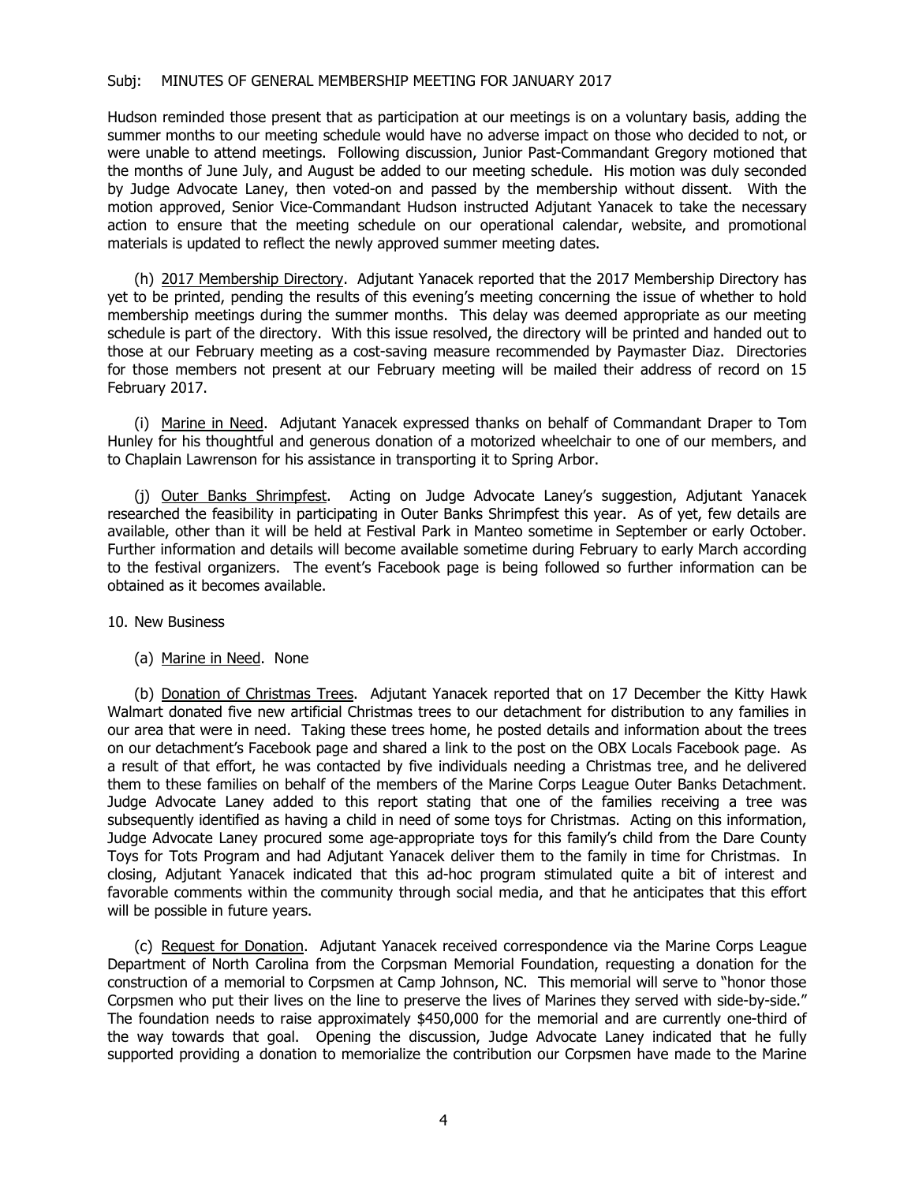Subj: MINUTES OF GENERAL MEMBERSHIP MEETING FOR JANUARY 2017

Hudson reminded those present that as participation at our meetings is on a voluntary basis, adding the summer months to our meeting schedule would have no adverse impact on those who decided to not, or were unable to attend meetings. Following discussion, Junior Past-Commandant Gregory motioned that the months of June July, and August be added to our meeting schedule. His motion was duly seconded by Judge Advocate Laney, then voted-on and passed by the membership without dissent. With the motion approved, Senior Vice-Commandant Hudson instructed Adjutant Yanacek to take the necessary action to ensure that the meeting schedule on our operational calendar, website, and promotional materials is updated to reflect the newly approved summer meeting dates.

(h) 2017 Membership Directory. Adjutant Yanacek reported that the 2017 Membership Directory has yet to be printed, pending the results of this evening's meeting concerning the issue of whether to hold membership meetings during the summer months. This delay was deemed appropriate as our meeting schedule is part of the directory. With this issue resolved, the directory will be printed and handed out to those at our February meeting as a cost-saving measure recommended by Paymaster Diaz. Directories for those members not present at our February meeting will be mailed their address of record on 15 February 2017.

(i) Marine in Need. Adjutant Yanacek expressed thanks on behalf of Commandant Draper to Tom Hunley for his thoughtful and generous donation of a motorized wheelchair to one of our members, and to Chaplain Lawrenson for his assistance in transporting it to Spring Arbor.

(j) Outer Banks Shrimpfest. Acting on Judge Advocate Laney's suggestion, Adjutant Yanacek researched the feasibility in participating in Outer Banks Shrimpfest this year. As of yet, few details are available, other than it will be held at Festival Park in Manteo sometime in September or early October. Further information and details will become available sometime during February to early March according to the festival organizers. The event's Facebook page is being followed so further information can be obtained as it becomes available.

10. New Business

(a) Marine in Need. None

(b) Donation of Christmas Trees. Adjutant Yanacek reported that on 17 December the Kitty Hawk Walmart donated five new artificial Christmas trees to our detachment for distribution to any families in our area that were in need. Taking these trees home, he posted details and information about the trees on our detachment's Facebook page and shared a link to the post on the OBX Locals Facebook page. As a result of that effort, he was contacted by five individuals needing a Christmas tree, and he delivered them to these families on behalf of the members of the Marine Corps League Outer Banks Detachment. Judge Advocate Laney added to this report stating that one of the families receiving a tree was subsequently identified as having a child in need of some toys for Christmas. Acting on this information, Judge Advocate Laney procured some age-appropriate toys for this family's child from the Dare County Toys for Tots Program and had Adjutant Yanacek deliver them to the family in time for Christmas. In closing, Adjutant Yanacek indicated that this ad-hoc program stimulated quite a bit of interest and favorable comments within the community through social media, and that he anticipates that this effort will be possible in future years.

(c) Request for Donation. Adjutant Yanacek received correspondence via the Marine Corps League Department of North Carolina from the Corpsman Memorial Foundation, requesting a donation for the construction of a memorial to Corpsmen at Camp Johnson, NC. This memorial will serve to "honor those Corpsmen who put their lives on the line to preserve the lives of Marines they served with side-by-side." The foundation needs to raise approximately $450,000 for the memorial and are currently one-third of the way towards that goal. Opening the discussion, Judge Advocate Laney indicated that he fully supported providing a donation to memorialize the contribution our Corpsmen have made to the Marine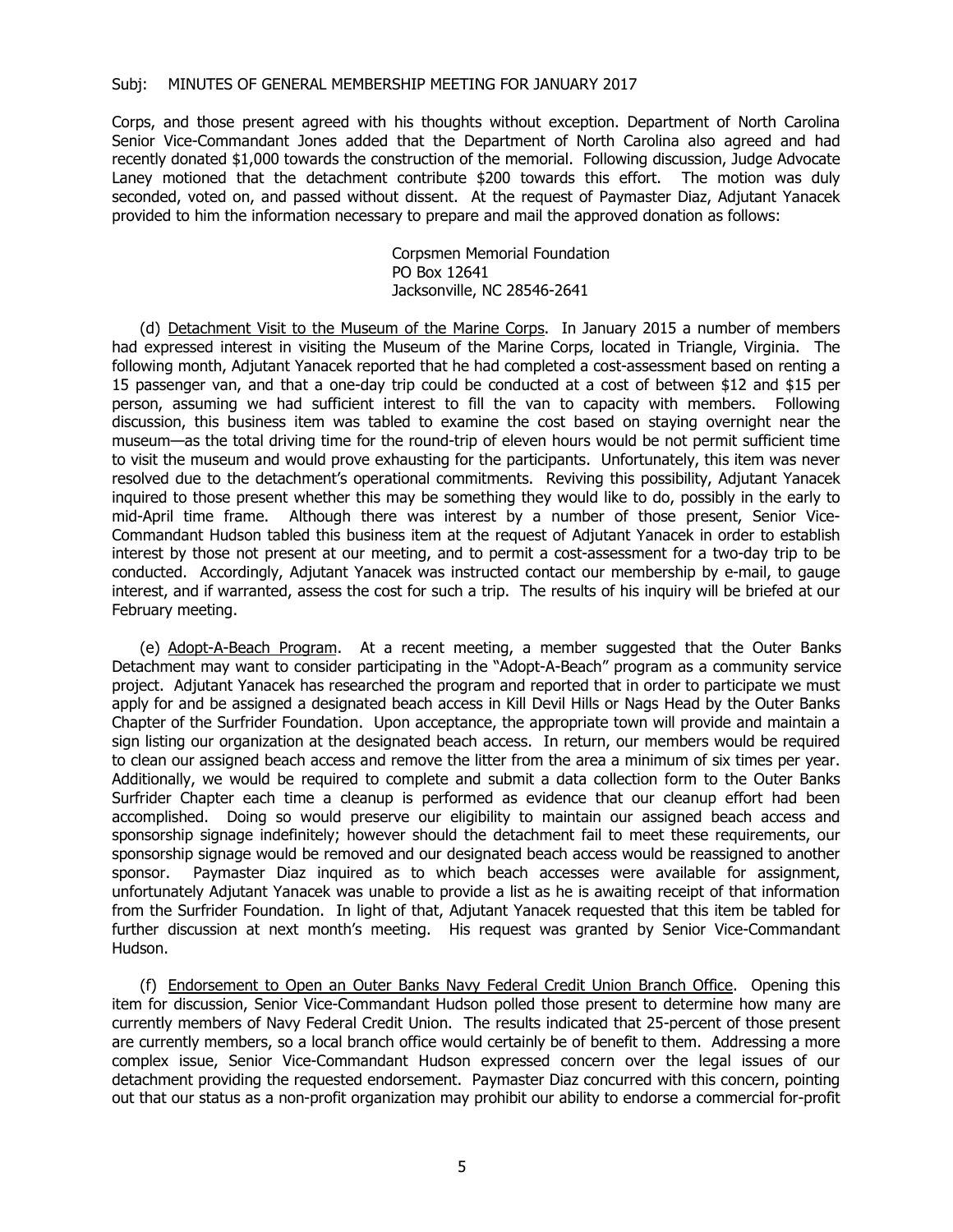Corps, and those present agreed with his thoughts without exception. Department of North Carolina Senior Vice-Commandant Jones added that the Department of North Carolina also agreed and had recently donated $1,000 towards the construction of the memorial. Following discussion, Judge Advocate Laney motioned that the detachment contribute $200 towards this effort. The motion was duly seconded, voted on, and passed without dissent. At the request of Paymaster Diaz, Adjutant Yanacek provided to him the information necessary to prepare and mail the approved donation as follows:

Corpsmen Memorial Foundation
PO Box 12641
Jacksonville, NC 28546-2641

(d) <u>Detachment Visit to the Museum of the Marine Corps</u>. In January 2015 a number of members had expressed interest in visiting the Museum of the Marine Corps, located in Triangle, Virginia. The following month, Adjutant Yanacek reported that he had completed a cost-assessment based on renting a 15 passenger van, and that a one-day trip could be conducted at a cost of between $12 and $15 per person, assuming we had sufficient interest to fill the van to capacity with members. Following discussion, this business item was tabled to examine the cost based on staying overnight near the museum—as the total driving time for the round-trip of eleven hours would be not permit sufficient time to visit the museum and would prove exhausting for the participants. Unfortunately, this item was never resolved due to the detachment's operational commitments. Reviving this possibility, Adjutant Yanacek inquired to those present whether this may be something they would like to do, possibly in the early to mid-April time frame. Although there was interest by a number of those present, Senior Vice-Commandant Hudson tabled this business item at the request of Adjutant Yanacek in order to establish interest by those not present at our meeting, and to permit a cost-assessment for a two-day trip to be conducted. Accordingly, Adjutant Yanacek was instructed contact our membership by e-mail, to gauge interest, and if warranted, assess the cost for such a trip. The results of his inquiry will be briefed at our February meeting.

(e) <u>Adopt-A-Beach Program</u>. At a recent meeting, a member suggested that the Outer Banks Detachment may want to consider participating in the "Adopt-A-Beach" program as a community service project. Adjutant Yanacek has researched the program and reported that in order to participate we must apply for and be assigned a designated beach access in Kill Devil Hills or Nags Head by the Outer Banks Chapter of the Surfrider Foundation. Upon acceptance, the appropriate town will provide and maintain a sign listing our organization at the designated beach access. In return, our members would be required to clean our assigned beach access and remove the litter from the area a minimum of six times per year. Additionally, we would be required to complete and submit a data collection form to the Outer Banks Surfrider Chapter each time a cleanup is performed as evidence that our cleanup effort had been accomplished. Doing so would preserve our eligibility to maintain our assigned beach access and sponsorship signage indefinitely; however should the detachment fail to meet these requirements, our sponsorship signage would be removed and our designated beach access would be reassigned to another sponsor. Paymaster Diaz inquired as to which beach accesses were available for assignment, unfortunately Adjutant Yanacek was unable to provide a list as he is awaiting receipt of that information from the Surfrider Foundation. In light of that, Adjutant Yanacek requested that this item be tabled for further discussion at next month's meeting. His request was granted by Senior Vice-Commandant Hudson.

(f) <u>Endorsement to Open an Outer Banks Navy Federal Credit Union Branch Office</u>. Opening this item for discussion, Senior Vice-Commandant Hudson polled those present to determine how many are currently members of Navy Federal Credit Union. The results indicated that 25-percent of those present are currently members, so a local branch office would certainly be of benefit to them. Addressing a more complex issue, Senior Vice-Commandant Hudson expressed concern over the legal issues of our detachment providing the requested endorsement. Paymaster Diaz concurred with this concern, pointing out that our status as a non-profit organization may prohibit our ability to endorse a commercial for-profit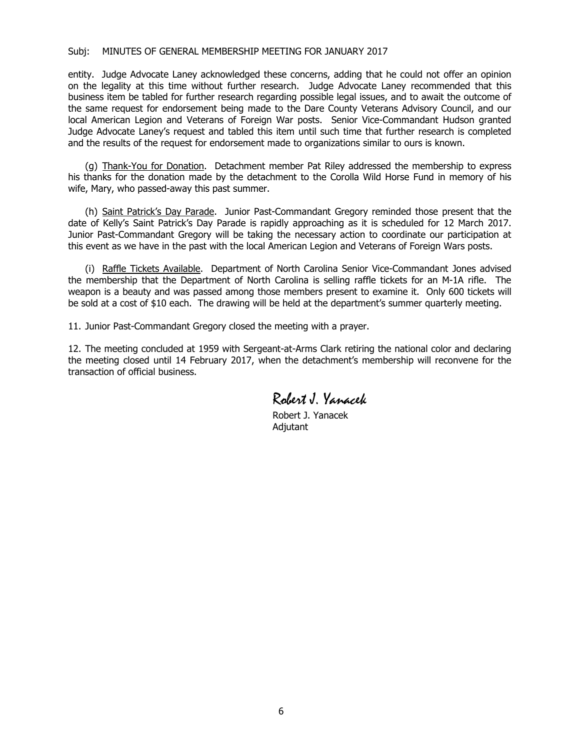entity. Judge Advocate Laney acknowledged these concerns, adding that he could not offer an opinion on the legality at this time without further research. Judge Advocate Laney recommended that this business item be tabled for further research regarding possible legal issues, and to await the outcome of the same request for endorsement being made to the Dare County Veterans Advisory Council, and our local American Legion and Veterans of Foreign War posts. Senior Vice-Commandant Hudson granted Judge Advocate Laney's request and tabled this item until such time that further research is completed and the results of the request for endorsement made to organizations similar to ours is known.

(g) <u>Thank-You for Donation</u>. Detachment member Pat Riley addressed the membership to express his thanks for the donation made by the detachment to the Corolla Wild Horse Fund in memory of his wife, Mary, who passed-away this past summer.

(h) <u>Saint Patrick's Day Parade</u>. Junior Past-Commandant Gregory reminded those present that the date of Kelly's Saint Patrick's Day Parade is rapidly approaching as it is scheduled for 12 March 2017. Junior Past-Commandant Gregory will be taking the necessary action to coordinate our participation at this event as we have in the past with the local American Legion and Veterans of Foreign Wars posts.

(i) <u>Raffle Tickets Available</u>. Department of North Carolina Senior Vice-Commandant Jones advised the membership that the Department of North Carolina is selling raffle tickets for an M-1A rifle. The weapon is a beauty and was passed among those members present to examine it. Only 600 tickets will be sold at a cost of $10 each. The drawing will be held at the department's summer quarterly meeting.

11. Junior Past-Commandant Gregory closed the meeting with a prayer.

12. The meeting concluded at 1959 with Sergeant-at-Arms Clark retiring the national color and declaring the meeting closed until 14 February 2017, when the detachment's membership will reconvene for the transaction of official business.

*Robert J. Yanacek*

Robert J. Yanacek
Adjutant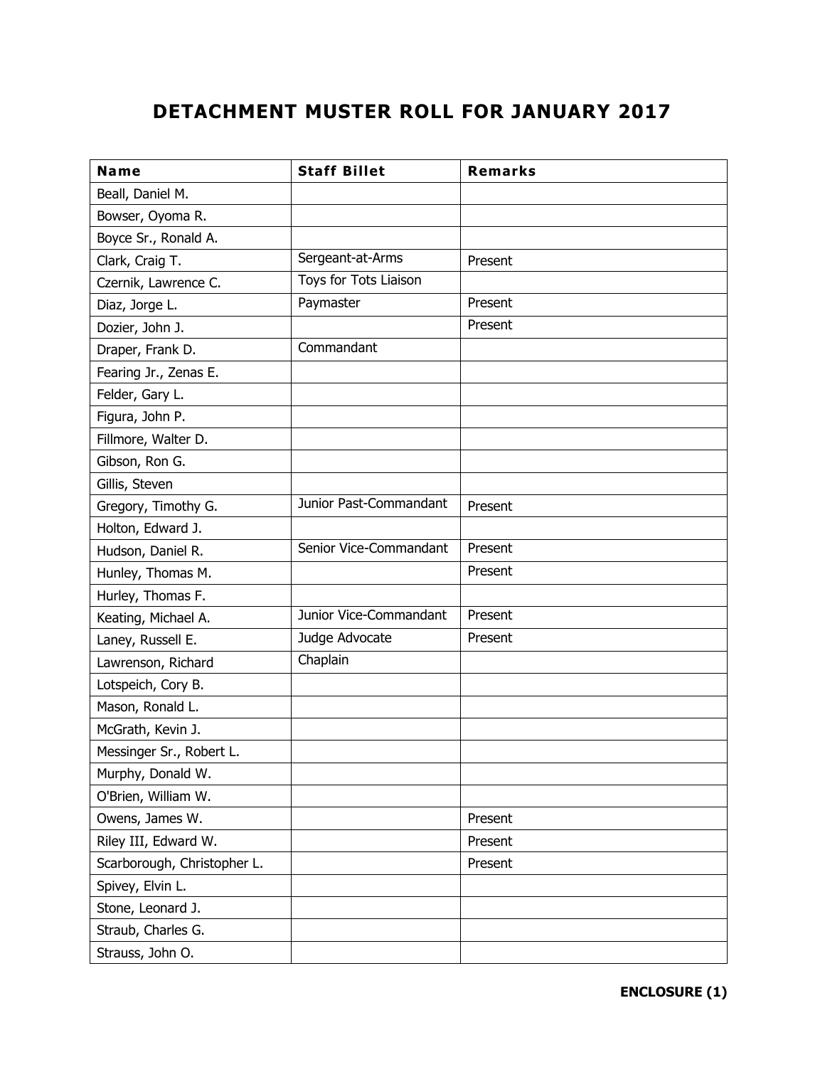# DETACHMENT MUSTER ROLL FOR JANUARY 2017

| Name | Staff Billet | Remarks |
|---|---|---|
| Beall, Daniel M. | | |
| Bowser, Oyoma R. | | |
| Boyce Sr., Ronald A. | | |
| Clark, Craig T. | Sergeant-at-Arms | Present |
| Czernik, Lawrence C. | Toys for Tots Liaison | |
| Diaz, Jorge L. | Paymaster | Present |
| Dozier, John J. | | Present |
| Draper, Frank D. | Commandant | |
| Fearing Jr., Zenas E. | | |
| Felder, Gary L. | | |
| Figura, John P. | | |
| Fillmore, Walter D. | | |
| Gibson, Ron G. | | |
| Gillis, Steven | | |
| Gregory, Timothy G. | Junior Past-Commandant | Present |
| Holton, Edward J. | | |
| Hudson, Daniel R. | Senior Vice-Commandant | Present |
| Hunley, Thomas M. | | Present |
| Hurley, Thomas F. | | |
| Keating, Michael A. | Junior Vice-Commandant | Present |
| Laney, Russell E. | Judge Advocate | Present |
| Lawrenson, Richard | Chaplain | |
| Lotspeich, Cory B. | | |
| Mason, Ronald L. | | |
| McGrath, Kevin J. | | |
| Messinger Sr., Robert L. | | |
| Murphy, Donald W. | | |
| O'Brien, William W. | | |
| Owens, James W. | | Present |
| Riley III, Edward W. | | Present |
| Scarborough, Christopher L. | | Present |
| Spivey, Elvin L. | | |
| Stone, Leonard J. | | |
| Straub, Charles G. | | |
| Strauss, John O. | | |

**ENCLOSURE (1)**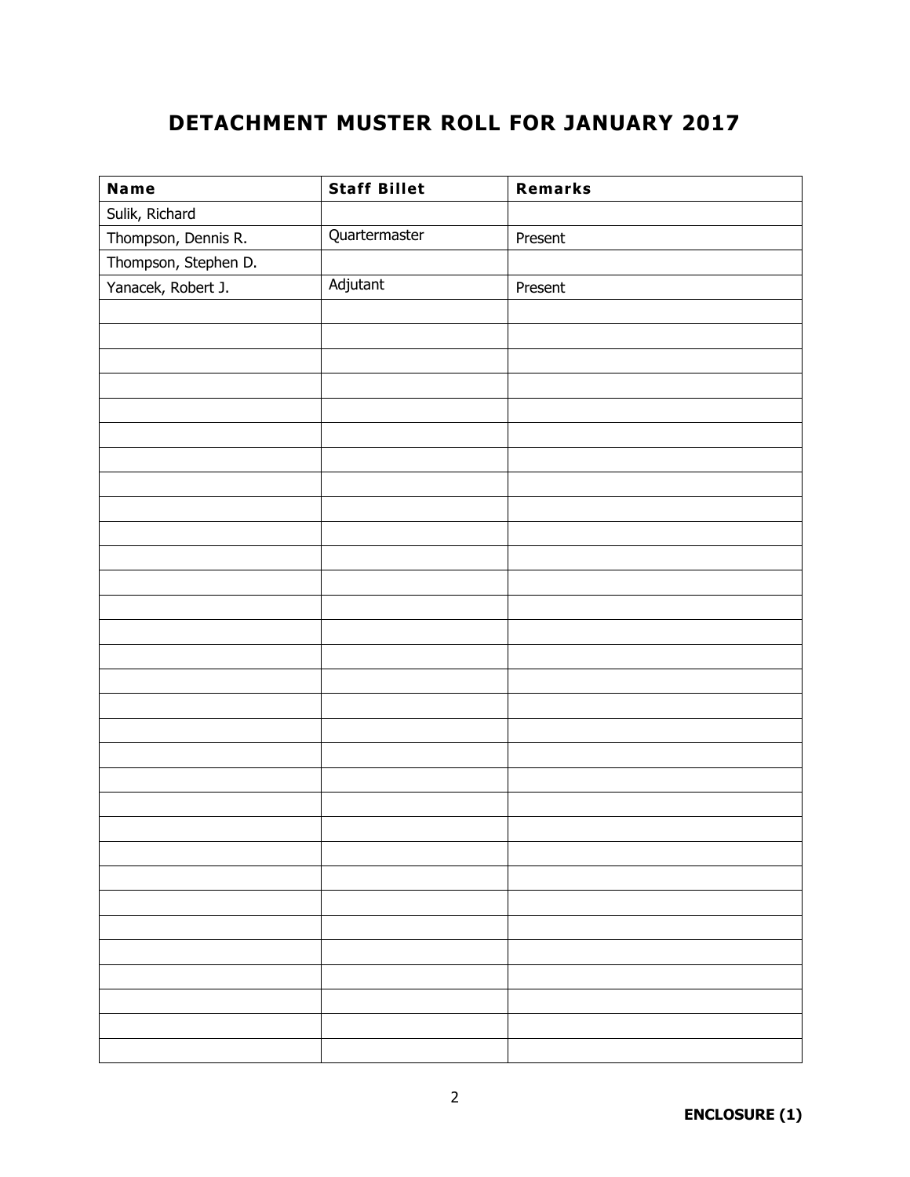# DETACHMENT MUSTER ROLL FOR JANUARY 2017

| Name | Staff Billet | Remarks |
|---|---|---|
| Sulik, Richard | | |
| Thompson, Dennis R. | Quartermaster | Present |
| Thompson, Stephen D. | | |
| Yanacek, Robert J. | Adjutant | Present |
| | | |
| | | |
| | | |
| | | |
| | | |
| | | |
| | | |
| | | |
| | | |
| | | |
| | | |
| | | |
| | | |
| | | |
| | | |
| | | |
| | | |
| | | |
| | | |
| | | |
| | | |
| | | |
| | | |
| | | |
| | | |
| | | |
| | | |
| | | |
| | | |
| | | |
| | | |

**ENCLOSURE (1)**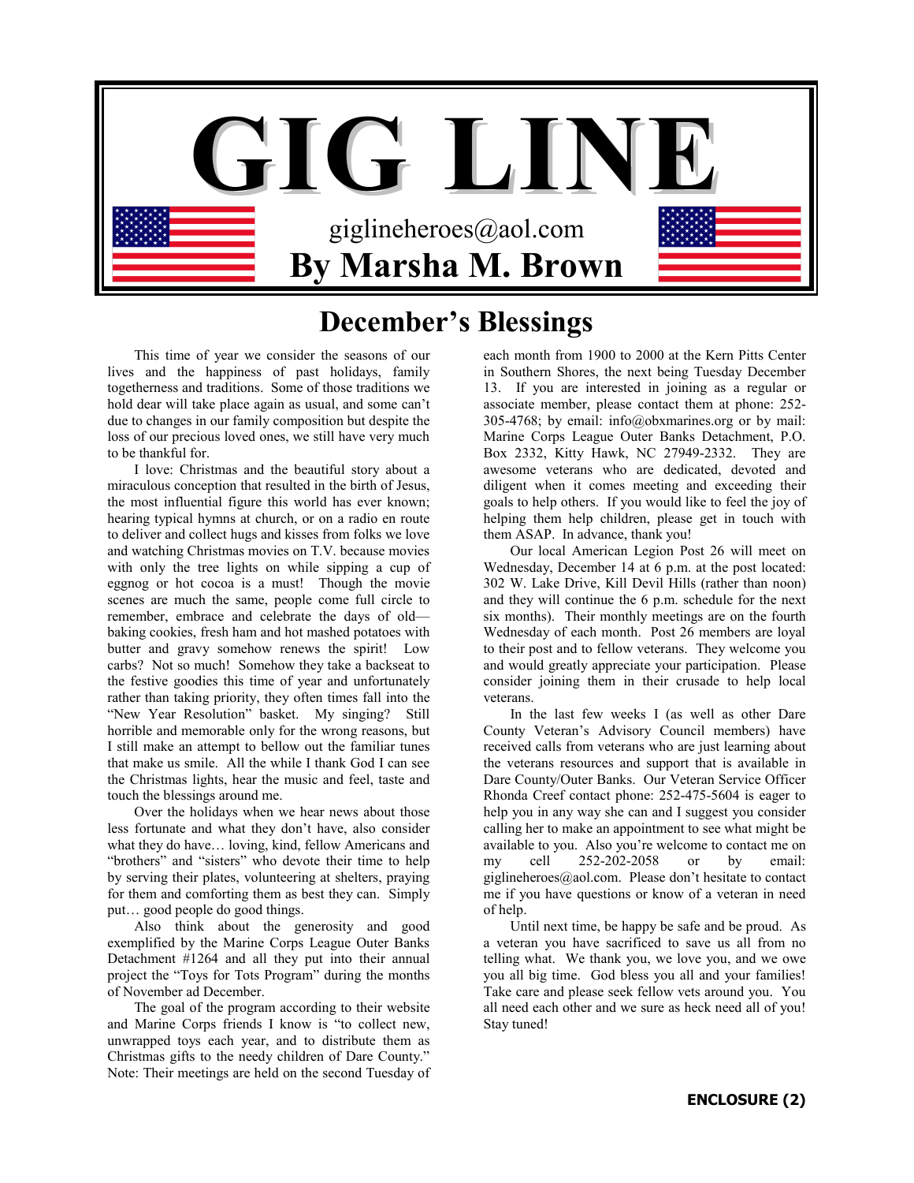# GIG LINE

giglineheroes@aol.com

**By Marsha M. Brown**

## December's Blessings

This time of year we consider the seasons of our lives and the happiness of past holidays, family togetherness and traditions. Some of those traditions we hold dear will take place again as usual, and some can't due to changes in our family composition but despite the loss of our precious loved ones, we still have very much to be thankful for.

I love: Christmas and the beautiful story about a miraculous conception that resulted in the birth of Jesus, the most influential figure this world has ever known; hearing typical hymns at church, or on a radio en route to deliver and collect hugs and kisses from folks we love and watching Christmas movies on T.V. because movies with only the tree lights on while sipping a cup of eggnog or hot cocoa is a must! Though the movie scenes are much the same, people come full circle to remember, embrace and celebrate the days of old—baking cookies, fresh ham and hot mashed potatoes with butter and gravy somehow renews the spirit! Low carbs? Not so much! Somehow they take a backseat to the festive goodies this time of year and unfortunately rather than taking priority, they often times fall into the "New Year Resolution" basket. My singing? Still horrible and memorable only for the wrong reasons, but I still make an attempt to bellow out the familiar tunes that make us smile. All the while I thank God I can see the Christmas lights, hear the music and feel, taste and touch the blessings around me.

Over the holidays when we hear news about those less fortunate and what they don't have, also consider what they do have… loving, kind, fellow Americans and "brothers" and "sisters" who devote their time to help by serving their plates, volunteering at shelters, praying for them and comforting them as best they can. Simply put… good people do good things.

Also think about the generosity and good exemplified by the Marine Corps League Outer Banks Detachment #1264 and all they put into their annual project the "Toys for Tots Program" during the months of November ad December.

The goal of the program according to their website and Marine Corps friends I know is "to collect new, unwrapped toys each year, and to distribute them as Christmas gifts to the needy children of Dare County." Note: Their meetings are held on the second Tuesday of each month from 1900 to 2000 at the Kern Pitts Center in Southern Shores, the next being Tuesday December 13. If you are interested in joining as a regular or associate member, please contact them at phone: 252-305-4768; by email: info@obxmarines.org or by mail: Marine Corps League Outer Banks Detachment, P.O. Box 2332, Kitty Hawk, NC 27949-2332. They are awesome veterans who are dedicated, devoted and diligent when it comes meeting and exceeding their goals to help others. If you would like to feel the joy of helping them help children, please get in touch with them ASAP. In advance, thank you!

Our local American Legion Post 26 will meet on Wednesday, December 14 at 6 p.m. at the post located: 302 W. Lake Drive, Kill Devil Hills (rather than noon) and they will continue the 6 p.m. schedule for the next six months). Their monthly meetings are on the fourth Wednesday of each month. Post 26 members are loyal to their post and to fellow veterans. They welcome you and would greatly appreciate your participation. Please consider joining them in their crusade to help local veterans.

In the last few weeks I (as well as other Dare County Veteran's Advisory Council members) have received calls from veterans who are just learning about the veterans resources and support that is available in Dare County/Outer Banks. Our Veteran Service Officer Rhonda Creef contact phone: 252-475-5604 is eager to help you in any way she can and I suggest you consider calling her to make an appointment to see what might be available to you. Also you're welcome to contact me on my cell 252-202-2058 or by email: giglineheroes@aol.com. Please don't hesitate to contact me if you have questions or know of a veteran in need of help.

Until next time, be happy be safe and be proud. As a veteran you have sacrificed to save us all from no telling what. We thank you, we love you, and we owe you all big time. God bless you all and your families! Take care and please seek fellow vets around you. You all need each other and we sure as heck need all of you! Stay tuned!

**ENCLOSURE (2)**